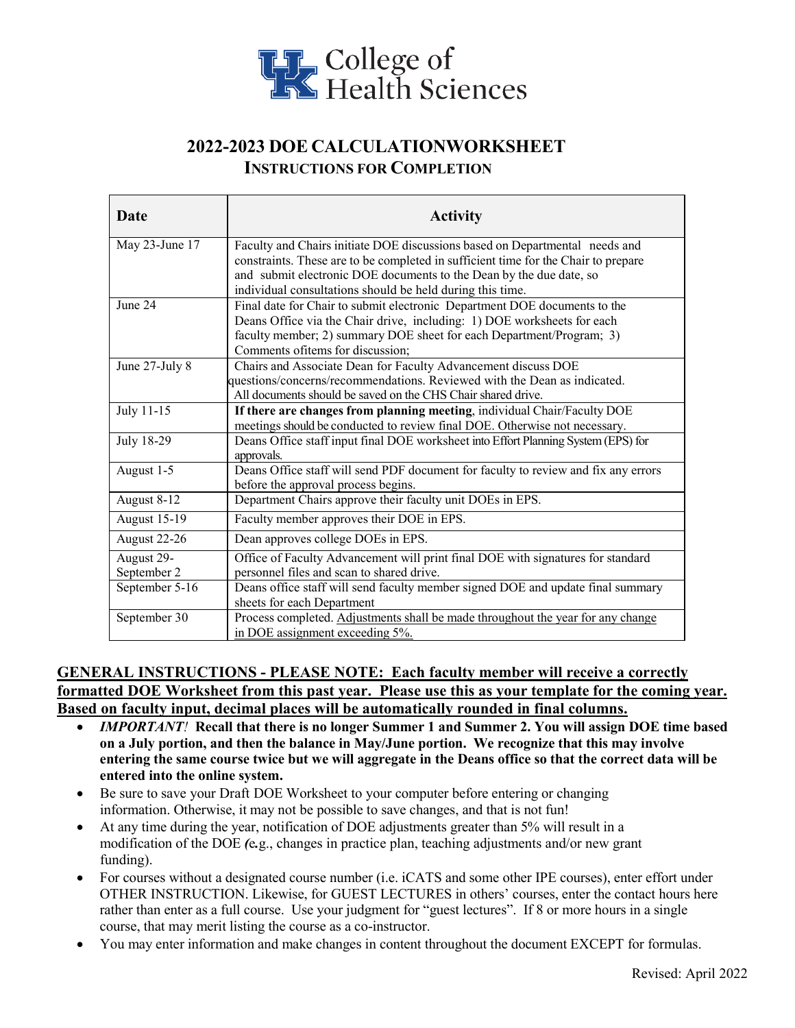# College of Health Sciences

## 2022-2023 DOE CALCULATIONWORKSHEET

### INSTRUCTIONS FOR COMPLETION

| Date | Activity |
|---|---|
| May 23-June 17 | Faculty and Chairs initiate DOE discussions based on Departmental needs and constraints. These are to be completed in sufficient time for the Chair to prepare and submit electronic DOE documents to the Dean by the due date, so individual consultations should be held during this time. |
| June 24 | Final date for Chair to submit electronic Department DOE documents to the Deans Office via the Chair drive, including: 1) DOE worksheets for each faculty member; 2) summary DOE sheet for each Department/Program; 3) Comments ofitems for discussion; |
| June 27-July 8 | Chairs and Associate Dean for Faculty Advancement discuss DOE questions/concerns/recommendations. Reviewed with the Dean as indicated. All documents should be saved on the CHS Chair shared drive. |
| July 11-15 | **If there are changes from planning meeting**, individual Chair/Faculty DOE meetings should be conducted to review final DOE. Otherwise not necessary. |
| July 18-29 | Deans Office staff input final DOE worksheet into Effort Planning System (EPS) for approvals. |
| August 1-5 | Deans Office staff will send PDF document for faculty to review and fix any errors before the approval process begins. |
| August 8-12 | Department Chairs approve their faculty unit DOEs in EPS. |
| August 15-19 | Faculty member approves their DOE in EPS. |
| August 22-26 | Dean approves college DOEs in EPS. |
| August 29-September 2 | Office of Faculty Advancement will print final DOE with signatures for standard personnel files and scan to shared drive. |
| September 5-16 | Deans office staff will send faculty member signed DOE and update final summary sheets for each Department |
| September 30 | Process completed. Adjustments shall be made throughout the year for any change in DOE assignment exceeding 5%. |

**GENERAL INSTRUCTIONS - PLEASE NOTE: Each faculty member will receive a correctly formatted DOE Worksheet from this past year. Please use this as your template for the coming year. Based on faculty input, decimal places will be automatically rounded in final columns.**

- ***IMPORTANT!*** **Recall that there is no longer Summer 1 and Summer 2. You will assign DOE time based on a July portion, and then the balance in May/June portion. We recognize that this may involve entering the same course twice but we will aggregate in the Deans office so that the correct data will be entered into the online system.**
- Be sure to save your Draft DOE Worksheet to your computer before entering or changing information. Otherwise, it may not be possible to save changes, and that is not fun!
- At any time during the year, notification of DOE adjustments greater than 5% will result in a modification of the DOE (***e.***g., changes in practice plan, teaching adjustments and/or new grant funding).
- For courses without a designated course number (i.e. iCATS and some other IPE courses), enter effort under OTHER INSTRUCTION. Likewise, for GUEST LECTURES in others' courses, enter the contact hours here rather than enter as a full course. Use your judgment for "guest lectures". If 8 or more hours in a single course, that may merit listing the course as a co-instructor.
- You may enter information and make changes in content throughout the document EXCEPT for formulas.

Revised: April 2022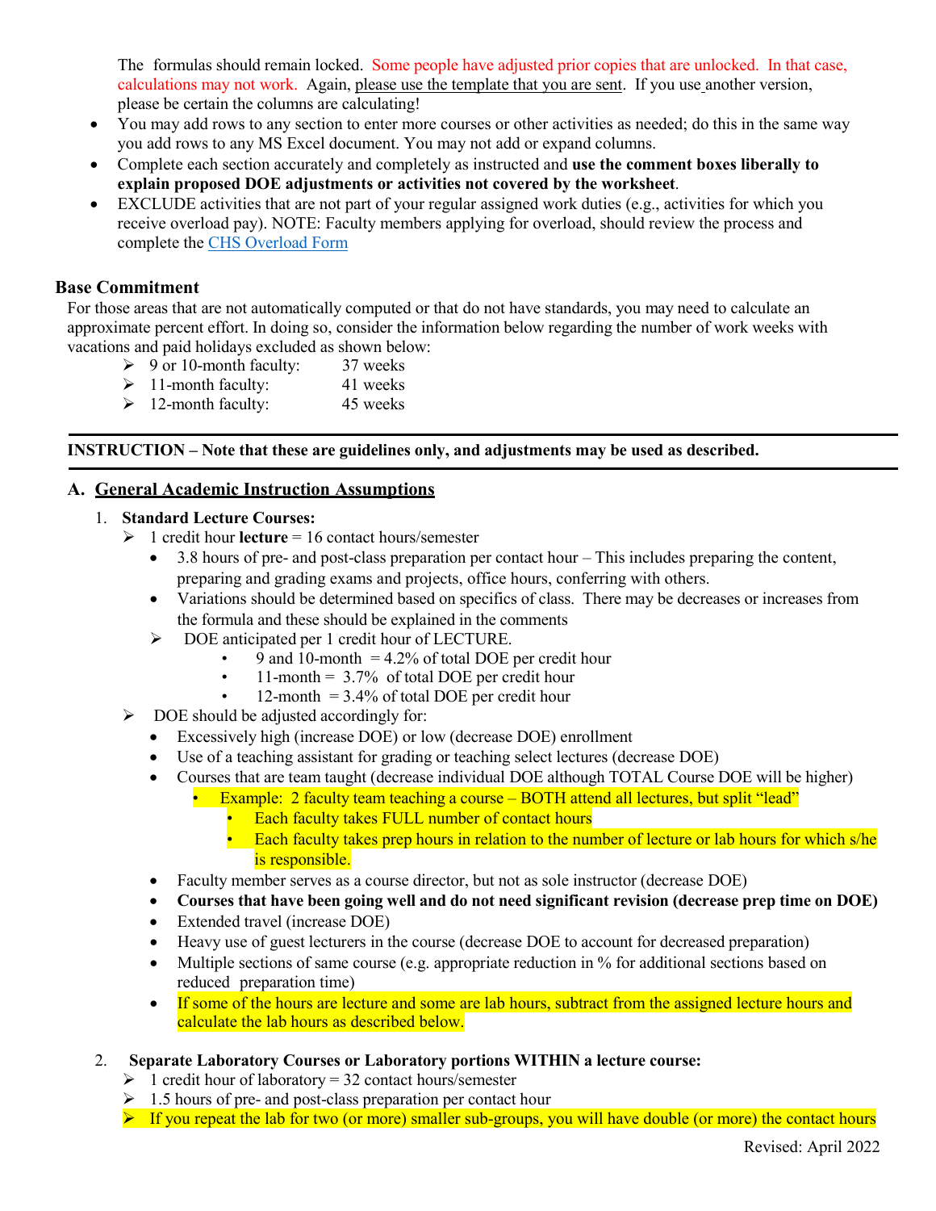The formulas should remain locked. Some people have adjusted prior copies that are unlocked. In that case, calculations may not work. Again, please use the template that you are sent. If you use another version, please be certain the columns are calculating!

- You may add rows to any section to enter more courses or other activities as needed; do this in the same way you add rows to any MS Excel document. You may not add or expand columns.
- Complete each section accurately and completely as instructed and **use the comment boxes liberally to explain proposed DOE adjustments or activities not covered by the worksheet**.
- EXCLUDE activities that are not part of your regular assigned work duties (e.g., activities for which you receive overload pay). NOTE: Faculty members applying for overload, should review the process and complete the CHS Overload Form

## Base Commitment

For those areas that are not automatically computed or that do not have standards, you may need to calculate an approximate percent effort. In doing so, consider the information below regarding the number of work weeks with vacations and paid holidays excluded as shown below:

- 9 or 10-month faculty: 37 weeks
- 11-month faculty: 41 weeks
- 12-month faculty: 45 weeks

---

**INSTRUCTION – Note that these are guidelines only, and adjustments may be used as described.**

---

### A. General Academic Instruction Assumptions

1. **Standard Lecture Courses:**
   - 1 credit hour **lecture** = 16 contact hours/semester
     - 3.8 hours of pre- and post-class preparation per contact hour – This includes preparing the content, preparing and grading exams and projects, office hours, conferring with others.
     - Variations should be determined based on specifics of class. There may be decreases or increases from the formula and these should be explained in the comments
   - DOE anticipated per 1 credit hour of LECTURE.
     - 9 and 10-month = 4.2% of total DOE per credit hour
     - 11-month = 3.7% of total DOE per credit hour
     - 12-month = 3.4% of total DOE per credit hour
   - DOE should be adjusted accordingly for:
     - Excessively high (increase DOE) or low (decrease DOE) enrollment
     - Use of a teaching assistant for grading or teaching select lectures (decrease DOE)
     - Courses that are team taught (decrease individual DOE although TOTAL Course DOE will be higher)
       - Example: 2 faculty team teaching a course – BOTH attend all lectures, but split "lead"
         - Each faculty takes FULL number of contact hours
         - Each faculty takes prep hours in relation to the number of lecture or lab hours for which s/he is responsible.
     - Faculty member serves as a course director, but not as sole instructor (decrease DOE)
     - **Courses that have been going well and do not need significant revision (decrease prep time on DOE)**
     - Extended travel (increase DOE)
     - Heavy use of guest lecturers in the course (decrease DOE to account for decreased preparation)
     - Multiple sections of same course (e.g. appropriate reduction in % for additional sections based on reduced preparation time)
     - If some of the hours are lecture and some are lab hours, subtract from the assigned lecture hours and calculate the lab hours as described below.

2. **Separate Laboratory Courses or Laboratory portions WITHIN a lecture course:**
   - 1 credit hour of laboratory = 32 contact hours/semester
   - 1.5 hours of pre- and post-class preparation per contact hour
   - If you repeat the lab for two (or more) smaller sub-groups, you will have double (or more) the contact hours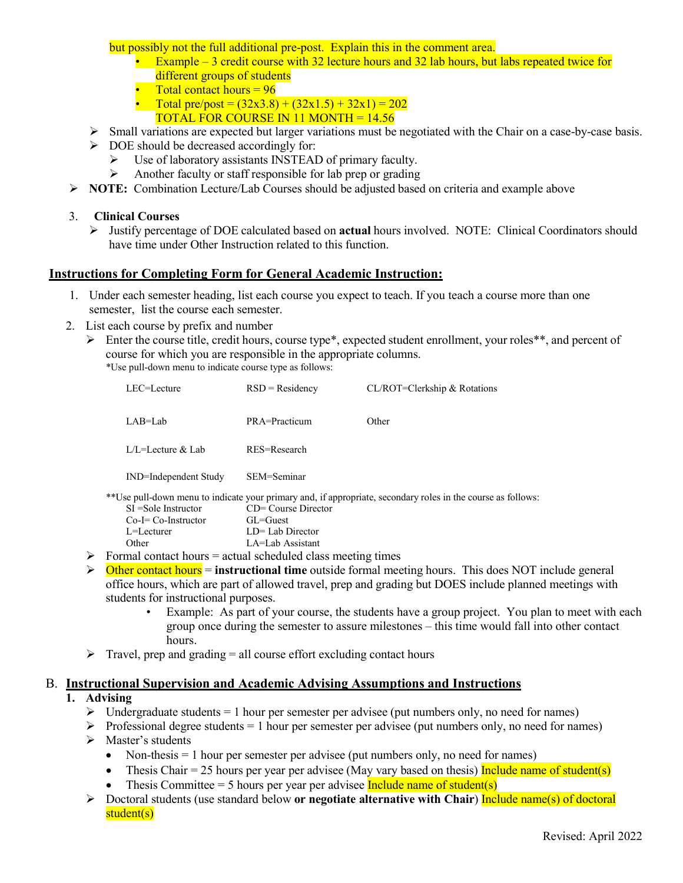but possibly not the full additional pre-post. Explain this in the comment area.

- Example – 3 credit course with 32 lecture hours and 32 lab hours, but labs repeated twice for different groups of students
- Total contact hours = 96
- Total pre/post = (32x3.8) + (32x1.5) + 32x1) = 202
  TOTAL FOR COURSE IN 11 MONTH = 14.56

- Small variations are expected but larger variations must be negotiated with the Chair on a case-by-case basis.
- DOE should be decreased accordingly for:
  - Use of laboratory assistants INSTEAD of primary faculty.
  - Another faculty or staff responsible for lab prep or grading
- **NOTE:** Combination Lecture/Lab Courses should be adjusted based on criteria and example above

3. **Clinical Courses**
   - Justify percentage of DOE calculated based on **actual** hours involved. NOTE: Clinical Coordinators should have time under Other Instruction related to this function.

## Instructions for Completing Form for General Academic Instruction:

1. Under each semester heading, list each course you expect to teach. If you teach a course more than one semester, list the course each semester.
2. List each course by prefix and number
   - Enter the course title, credit hours, course type*, expected student enrollment, your roles**, and percent of course for which you are responsible in the appropriate columns.
     *Use pull-down menu to indicate course type as follows:

     | | | |
     |---|---|---|
     | LEC=Lecture | RSD = Residency | CL/ROT=Clerkship & Rotations |
     | LAB=Lab | PRA=Practicum | Other |
     | L/L=Lecture & Lab | RES=Research | |
     | IND=Independent Study | SEM=Seminar | |

     **Use pull-down menu to indicate your primary and, if appropriate, secondary roles in the course as follows:

     | | |
     |---|---|
     | SI =Sole Instructor | CD= Course Director |
     | Co-I= Co-Instructor | GL=Guest |
     | L=Lecturer | LD= Lab Director |
     | Other | LA=Lab Assistant |

   - Formal contact hours = actual scheduled class meeting times
   - Other contact hours = **instructional time** outside formal meeting hours. This does NOT include general office hours, which are part of allowed travel, prep and grading but DOES include planned meetings with students for instructional purposes.
     - Example: As part of your course, the students have a group project. You plan to meet with each group once during the semester to assure milestones – this time would fall into other contact hours.
   - Travel, prep and grading = all course effort excluding contact hours

## B. Instructional Supervision and Academic Advising Assumptions and Instructions

1. **Advising**
   - Undergraduate students = 1 hour per semester per advisee (put numbers only, no need for names)
   - Professional degree students = 1 hour per semester per advisee (put numbers only, no need for names)
   - Master's students
     - Non-thesis = 1 hour per semester per advisee (put numbers only, no need for names)
     - Thesis Chair = 25 hours per year per advisee (May vary based on thesis) Include name of student(s)
     - Thesis Committee = 5 hours per year per advisee Include name of student(s)
   - Doctoral students (use standard below **or negotiate alternative with Chair**) Include name(s) of doctoral student(s)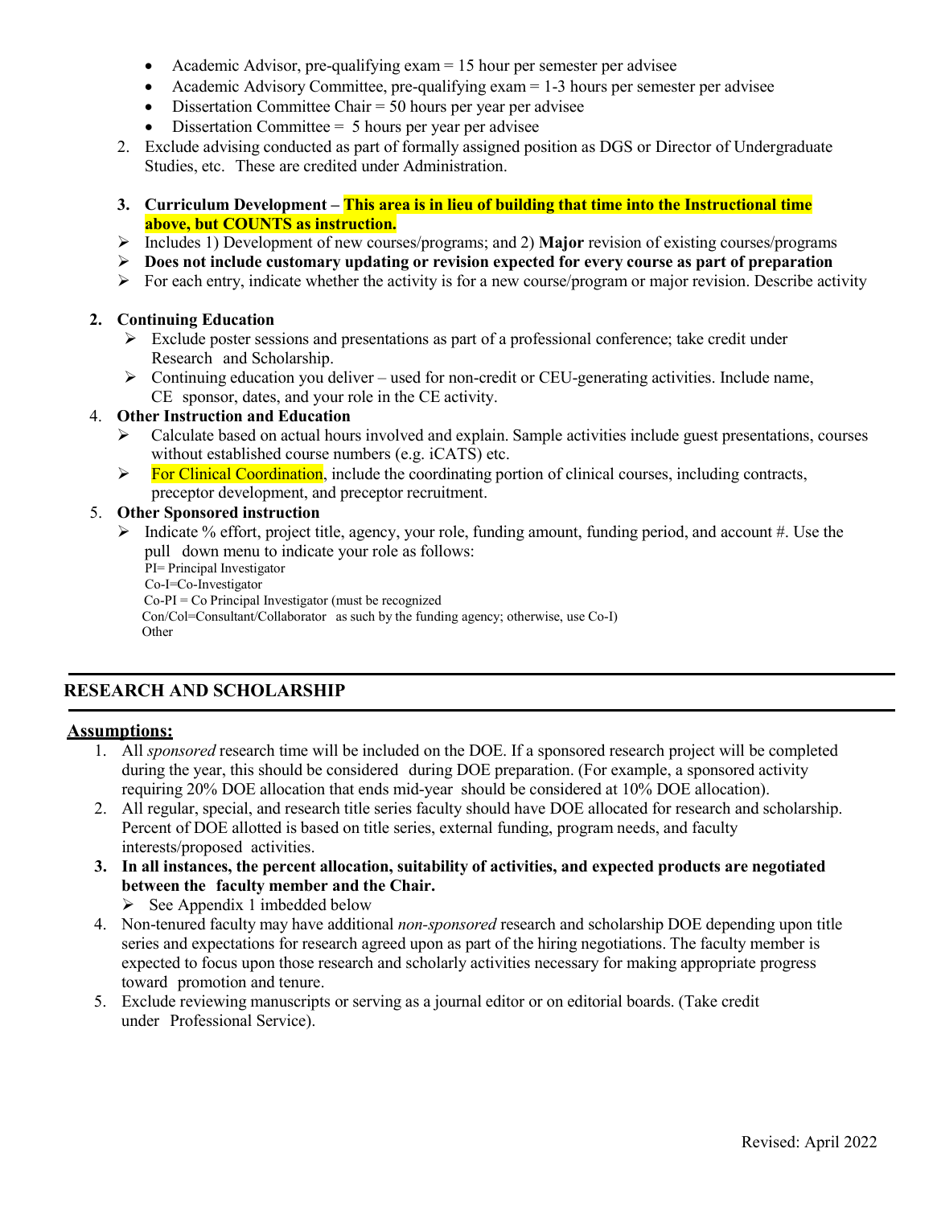- Academic Advisor, pre-qualifying exam = 15 hour per semester per advisee
- Academic Advisory Committee, pre-qualifying exam = 1-3 hours per semester per advisee
- Dissertation Committee Chair = 50 hours per year per advisee
- Dissertation Committee = 5 hours per year per advisee

2. Exclude advising conducted as part of formally assigned position as DGS or Director of Undergraduate Studies, etc. These are credited under Administration.

3. **Curriculum Development – This area is in lieu of building that time into the Instructional time above, but COUNTS as instruction.**

- Includes 1) Development of new courses/programs; and 2) **Major** revision of existing courses/programs
- **Does not include customary updating or revision expected for every course as part of preparation**
- For each entry, indicate whether the activity is for a new course/program or major revision. Describe activity

**2. Continuing Education**

- Exclude poster sessions and presentations as part of a professional conference; take credit under Research and Scholarship.
- Continuing education you deliver – used for non-credit or CEU-generating activities. Include name, CE sponsor, dates, and your role in the CE activity.

4. **Other Instruction and Education**

- Calculate based on actual hours involved and explain. Sample activities include guest presentations, courses without established course numbers (e.g. iCATS) etc.
- For Clinical Coordination, include the coordinating portion of clinical courses, including contracts, preceptor development, and preceptor recruitment.

5. **Other Sponsored instruction**

- Indicate % effort, project title, agency, your role, funding amount, funding period, and account #. Use the pull down menu to indicate your role as follows:

  PI= Principal Investigator
  Co-I=Co-Investigator
  Co-PI = Co Principal Investigator (must be recognized
  Con/Col=Consultant/Collaborator as such by the funding agency; otherwise, use Co-I)
  Other

## RESEARCH AND SCHOLARSHIP

**Assumptions:**

1. All *sponsored* research time will be included on the DOE. If a sponsored research project will be completed during the year, this should be considered during DOE preparation. (For example, a sponsored activity requiring 20% DOE allocation that ends mid-year should be considered at 10% DOE allocation).
2. All regular, special, and research title series faculty should have DOE allocated for research and scholarship. Percent of DOE allotted is based on title series, external funding, program needs, and faculty interests/proposed activities.
3. **In all instances, the percent allocation, suitability of activities, and expected products are negotiated between the faculty member and the Chair.**
   - See Appendix 1 imbedded below
4. Non-tenured faculty may have additional *non-sponsored* research and scholarship DOE depending upon title series and expectations for research agreed upon as part of the hiring negotiations. The faculty member is expected to focus upon those research and scholarly activities necessary for making appropriate progress toward promotion and tenure.
5. Exclude reviewing manuscripts or serving as a journal editor or on editorial boards. (Take credit under Professional Service).

Revised: April 2022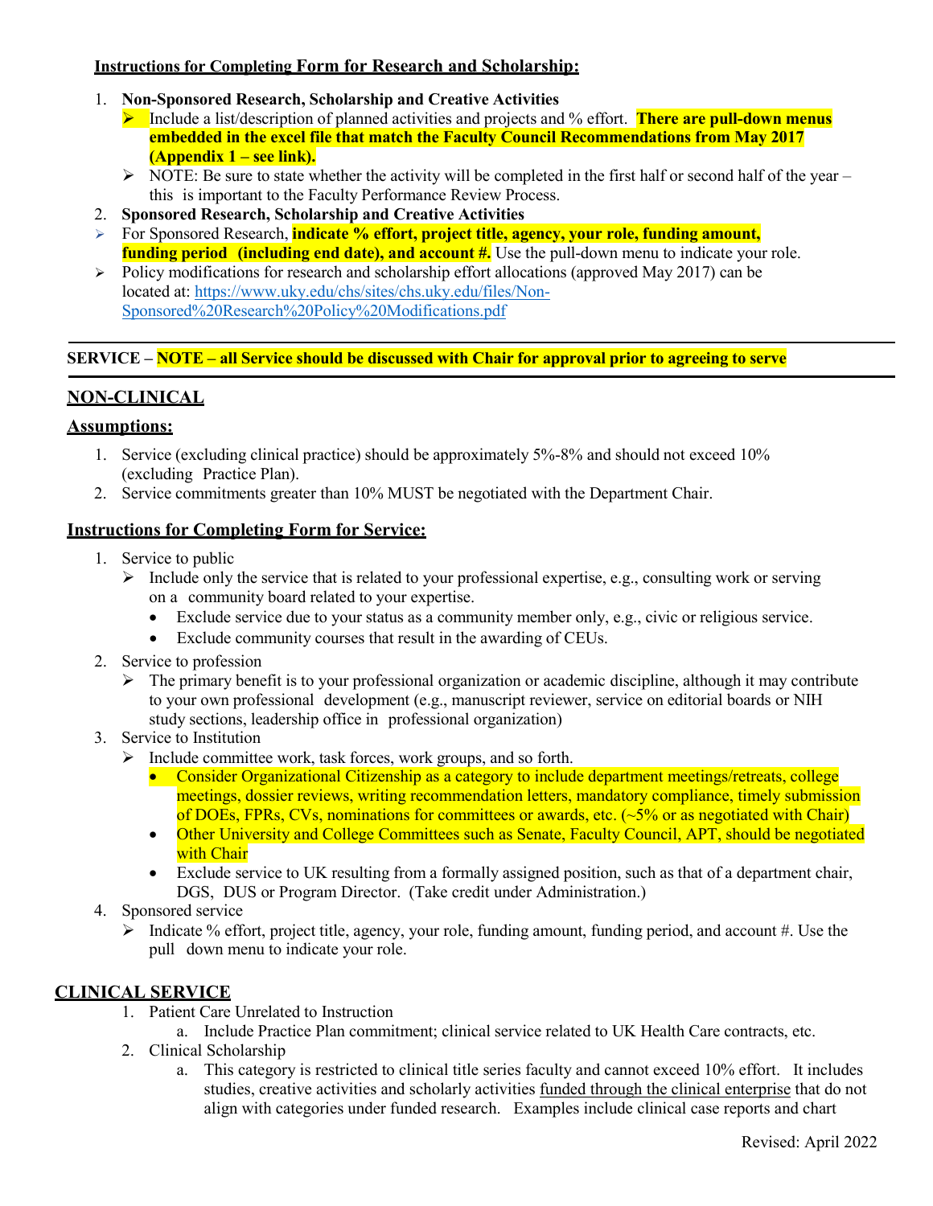**Instructions for Completing Form for Research and Scholarship:**

1. **Non-Sponsored Research, Scholarship and Creative Activities**
   - Include a list/description of planned activities and projects and % effort. **There are pull-down menus embedded in the excel file that match the Faculty Council Recommendations from May 2017 (Appendix 1 – see link).**
   - NOTE: Be sure to state whether the activity will be completed in the first half or second half of the year – this is important to the Faculty Performance Review Process.
2. **Sponsored Research, Scholarship and Creative Activities**
   - For Sponsored Research, **indicate % effort, project title, agency, your role, funding amount, funding period (including end date), and account #.** Use the pull-down menu to indicate your role.
   - Policy modifications for research and scholarship effort allocations (approved May 2017) can be located at: https://www.uky.edu/chs/sites/chs.uky.edu/files/Non-Sponsored%20Research%20Policy%20Modifications.pdf

---

**SERVICE – NOTE – all Service should be discussed with Chair for approval prior to agreeing to serve**

---

## NON-CLINICAL

### Assumptions:

1. Service (excluding clinical practice) should be approximately 5%-8% and should not exceed 10% (excluding Practice Plan).
2. Service commitments greater than 10% MUST be negotiated with the Department Chair.

### Instructions for Completing Form for Service:

1. Service to public
   - Include only the service that is related to your professional expertise, e.g., consulting work or serving on a community board related to your expertise.
     - Exclude service due to your status as a community member only, e.g., civic or religious service.
     - Exclude community courses that result in the awarding of CEUs.
2. Service to profession
   - The primary benefit is to your professional organization or academic discipline, although it may contribute to your own professional development (e.g., manuscript reviewer, service on editorial boards or NIH study sections, leadership office in professional organization)
3. Service to Institution
   - Include committee work, task forces, work groups, and so forth.
     - Consider Organizational Citizenship as a category to include department meetings/retreats, college meetings, dossier reviews, writing recommendation letters, mandatory compliance, timely submission of DOEs, FPRs, CVs, nominations for committees or awards, etc. (~5% or as negotiated with Chair)
     - Other University and College Committees such as Senate, Faculty Council, APT, should be negotiated with Chair
     - Exclude service to UK resulting from a formally assigned position, such as that of a department chair, DGS, DUS or Program Director. (Take credit under Administration.)
4. Sponsored service
   - Indicate % effort, project title, agency, your role, funding amount, funding period, and account #. Use the pull down menu to indicate your role.

## CLINICAL SERVICE

1. Patient Care Unrelated to Instruction
   a. Include Practice Plan commitment; clinical service related to UK Health Care contracts, etc.
2. Clinical Scholarship
   a. This category is restricted to clinical title series faculty and cannot exceed 10% effort. It includes studies, creative activities and scholarly activities funded through the clinical enterprise that do not align with categories under funded research. Examples include clinical case reports and chart

Revised: April 2022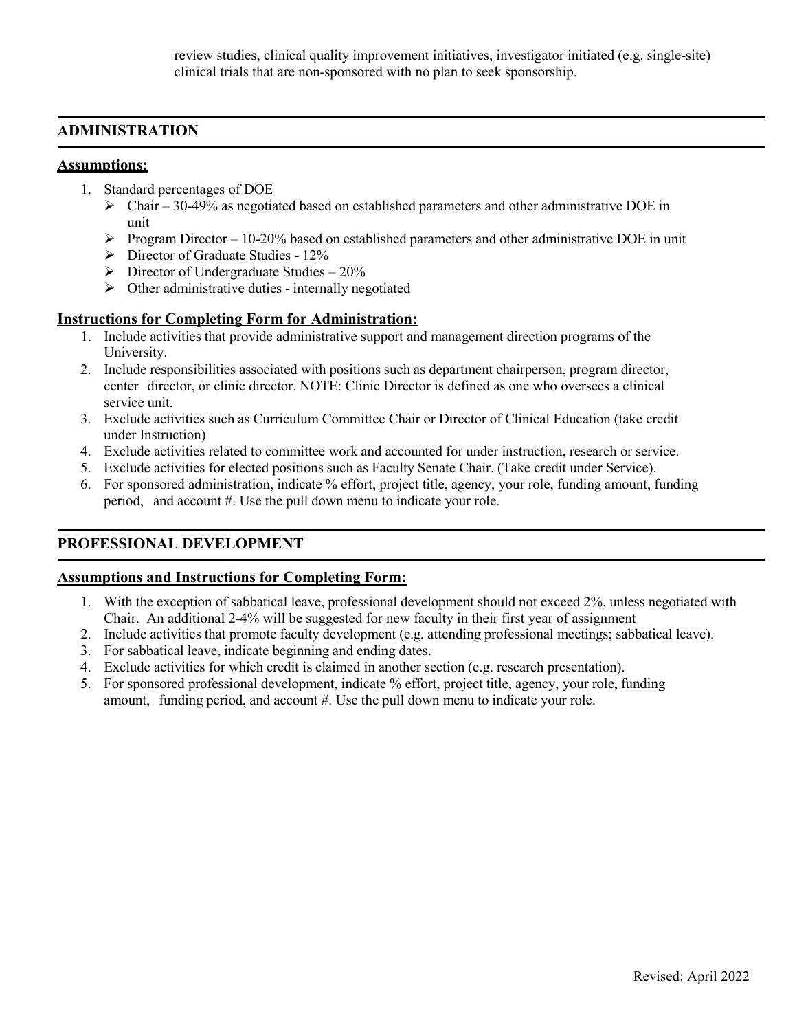review studies, clinical quality improvement initiatives, investigator initiated (e.g. single-site) clinical trials that are non-sponsored with no plan to seek sponsorship.

## ADMINISTRATION

### Assumptions:

1. Standard percentages of DOE
   - Chair – 30-49% as negotiated based on established parameters and other administrative DOE in unit
   - Program Director – 10-20% based on established parameters and other administrative DOE in unit
   - Director of Graduate Studies - 12%
   - Director of Undergraduate Studies – 20%
   - Other administrative duties - internally negotiated

### Instructions for Completing Form for Administration:

1. Include activities that provide administrative support and management direction programs of the University.
2. Include responsibilities associated with positions such as department chairperson, program director, center director, or clinic director. NOTE: Clinic Director is defined as one who oversees a clinical service unit.
3. Exclude activities such as Curriculum Committee Chair or Director of Clinical Education (take credit under Instruction)
4. Exclude activities related to committee work and accounted for under instruction, research or service.
5. Exclude activities for elected positions such as Faculty Senate Chair. (Take credit under Service).
6. For sponsored administration, indicate % effort, project title, agency, your role, funding amount, funding period, and account #. Use the pull down menu to indicate your role.

## PROFESSIONAL DEVELOPMENT

### Assumptions and Instructions for Completing Form:

1. With the exception of sabbatical leave, professional development should not exceed 2%, unless negotiated with Chair. An additional 2-4% will be suggested for new faculty in their first year of assignment
2. Include activities that promote faculty development (e.g. attending professional meetings; sabbatical leave).
3. For sabbatical leave, indicate beginning and ending dates.
4. Exclude activities for which credit is claimed in another section (e.g. research presentation).
5. For sponsored professional development, indicate % effort, project title, agency, your role, funding amount, funding period, and account #. Use the pull down menu to indicate your role.

Revised: April 2022